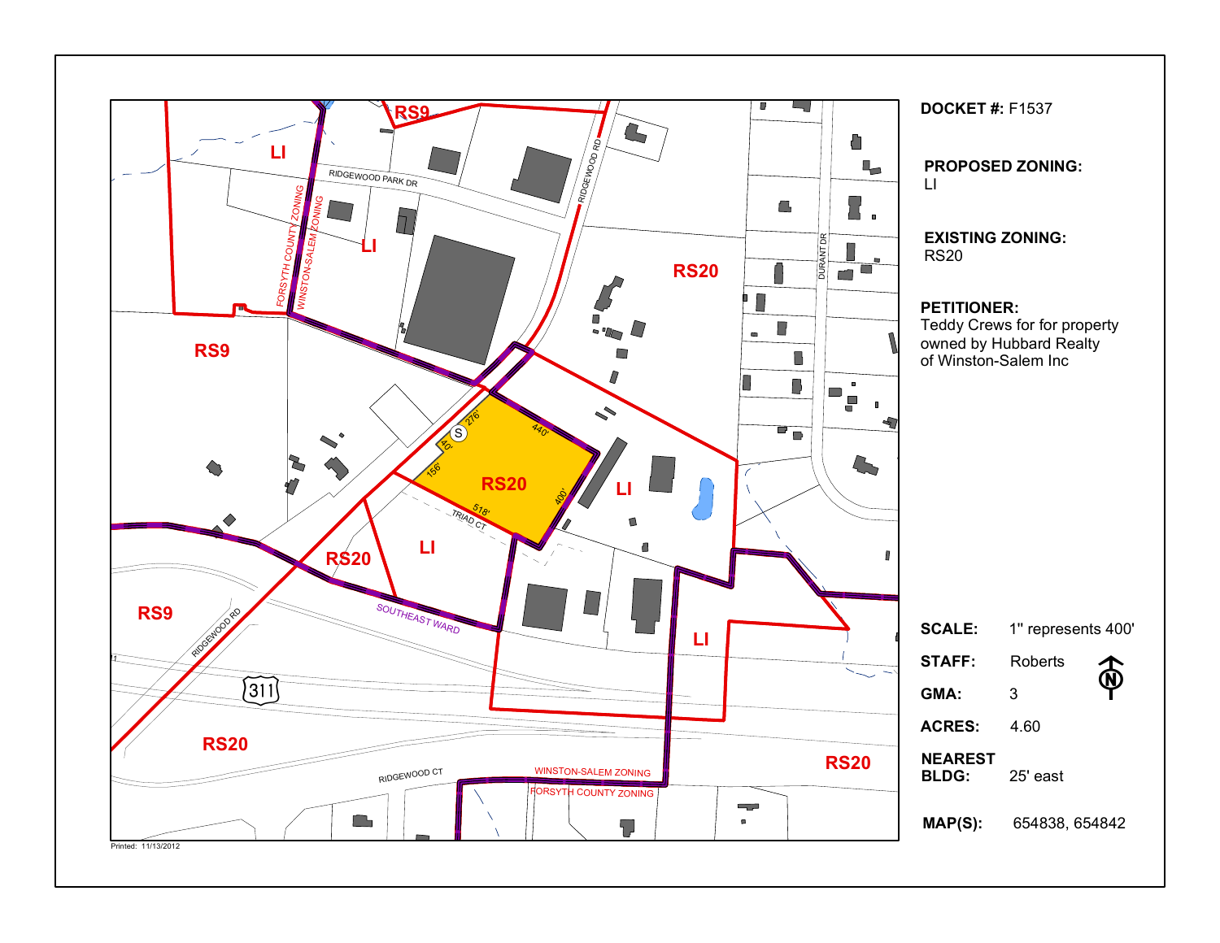**DOCKET #:** F1537

**PROPOSED ZONING:**
LI

**EXISTING ZONING:**
RS20

**PETITIONER:**
Teddy Crews for for property owned by Hubbard Realty of Winston-Salem Inc

| | |
|---|---|
| **SCALE:** | 1" represents 400' |
| **STAFF:** | Roberts |
| **GMA:** | 3 |
| **ACRES:** | 4.60 |
| **NEAREST BLDG:** | 25' east |
| **MAP(S):** | 654838, 654842 |

Printed: 11/13/2012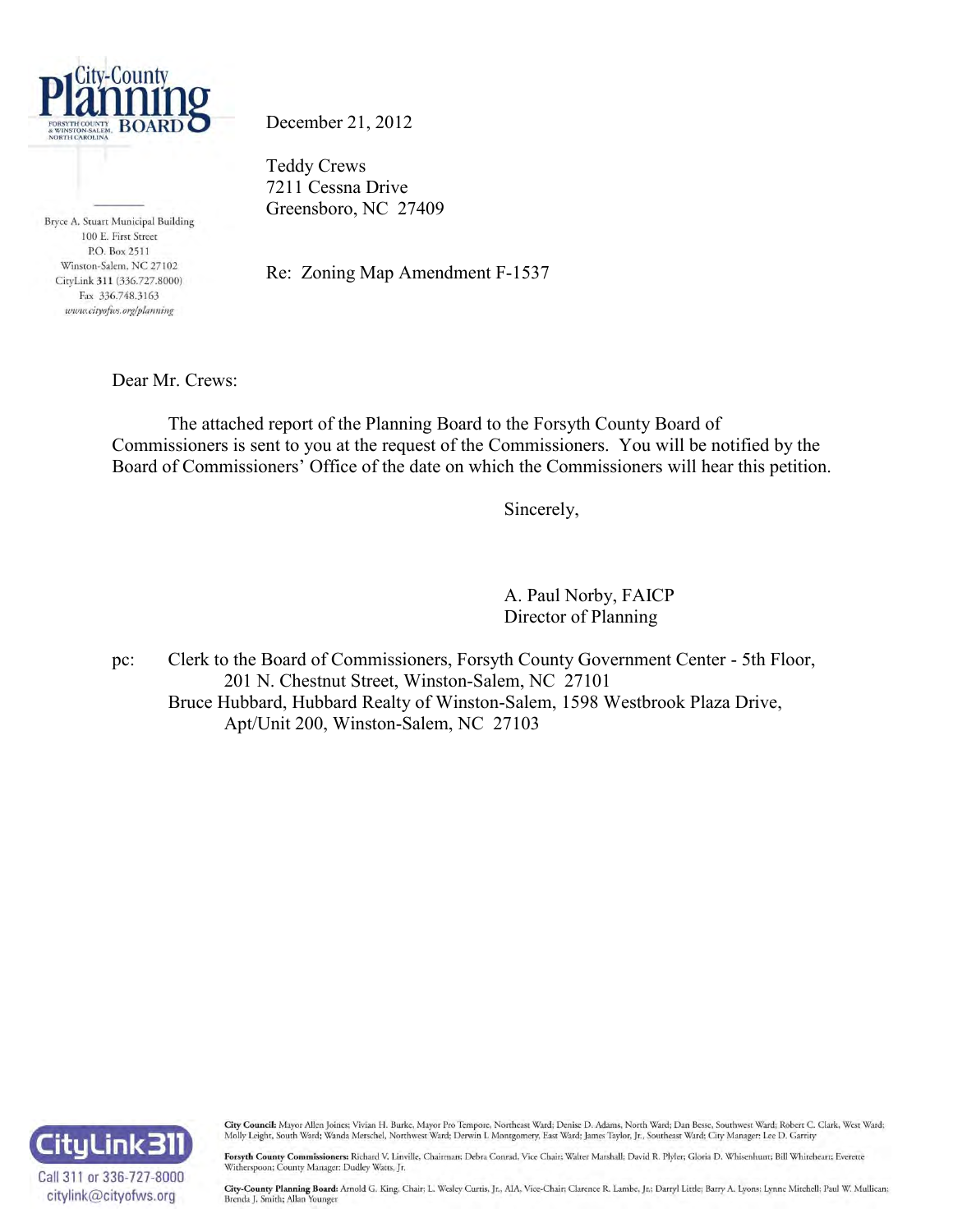City-County Planning Board
FORSYTH COUNTY & WINSTON-SALEM, NORTH CAROLINA

Bryce A. Stuart Municipal Building
100 E. First Street
P.O. Box 2511
Winston-Salem, NC 27102
CityLink 311 (336.727.8000)
Fax 336.748.3163
www.cityofws.org/planning

December 21, 2012

Teddy Crews
7211 Cessna Drive
Greensboro, NC 27409

Re: Zoning Map Amendment F-1537

Dear Mr. Crews:

The attached report of the Planning Board to the Forsyth County Board of Commissioners is sent to you at the request of the Commissioners. You will be notified by the Board of Commissioners' Office of the date on which the Commissioners will hear this petition.

Sincerely,

A. Paul Norby, FAICP
Director of Planning

pc: Clerk to the Board of Commissioners, Forsyth County Government Center - 5th Floor, 201 N. Chestnut Street, Winston-Salem, NC 27101
Bruce Hubbard, Hubbard Realty of Winston-Salem, 1598 Westbrook Plaza Drive, Apt/Unit 200, Winston-Salem, NC 27103

CityLink 311
Call 311 or 336-727-8000
citylink@cityofws.org

**City Council:** Mayor Allen Joines; Vivian H. Burke, Mayor Pro Tempore, Northeast Ward; Denise D. Adams, North Ward; Dan Besse, Southwest Ward; Robert C. Clark, West Ward; Molly Leight, South Ward; Wanda Merschel, Northwest Ward; Derwin L. Montgomery, East Ward; James Taylor, Jr., Southeast Ward; City Manager: Lee D. Garrity

**Forsyth County Commissioners:** Richard V. Linville, Chairman; Debra Conrad, Vice Chair; Walter Marshall; David R. Plyler; Gloria D. Whisenhunt; Bill Whiteheart; Everette Witherspoon; County Manager: Dudley Watts, Jr.

**City-County Planning Board:** Arnold G. King, Chair; L. Wesley Curtis, Jr., AIA, Vice-Chair; Clarence R. Lambe, Jr.; Darryl Little; Barry A. Lyons; Lynne Mitchell; Paul W. Mullican; Brenda J. Smith; Allan Younger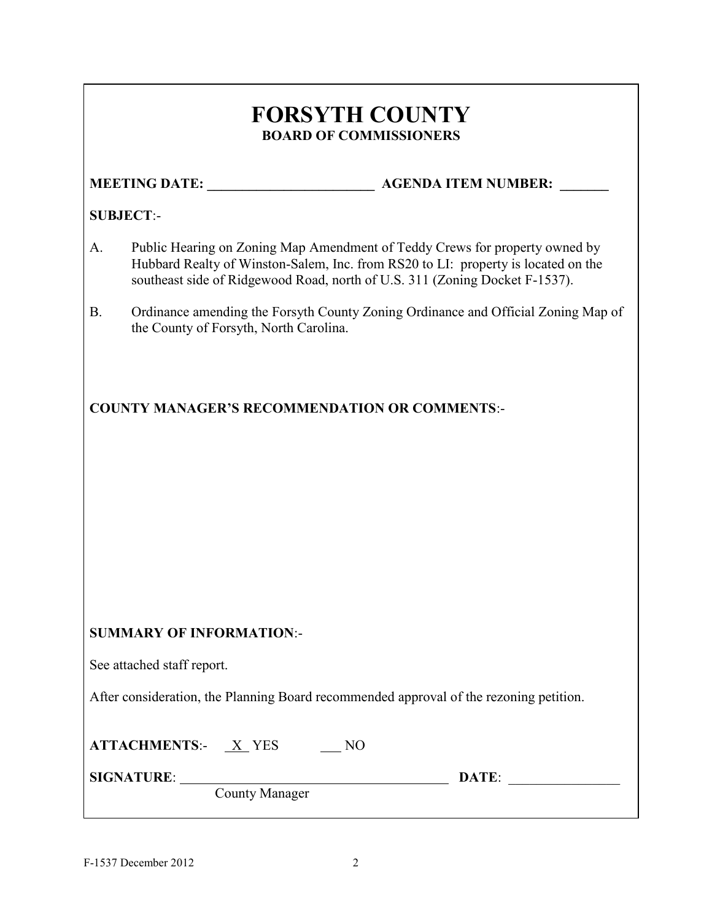# FORSYTH COUNTY

## BOARD OF COMMISSIONERS

**MEETING DATE:** ________________________ **AGENDA ITEM NUMBER:** _______

**SUBJECT**:-

A. Public Hearing on Zoning Map Amendment of Teddy Crews for property owned by Hubbard Realty of Winston-Salem, Inc. from RS20 to LI: property is located on the southeast side of Ridgewood Road, north of U.S. 311 (Zoning Docket F-1537).

B. Ordinance amending the Forsyth County Zoning Ordinance and Official Zoning Map of the County of Forsyth, North Carolina.

**COUNTY MANAGER'S RECOMMENDATION OR COMMENTS**:-

**SUMMARY OF INFORMATION**:-

See attached staff report.

After consideration, the Planning Board recommended approval of the rezoning petition.

**ATTACHMENTS**:- _X_ YES ___ NO

**SIGNATURE**: ________________________________________ **DATE**: ________________

County Manager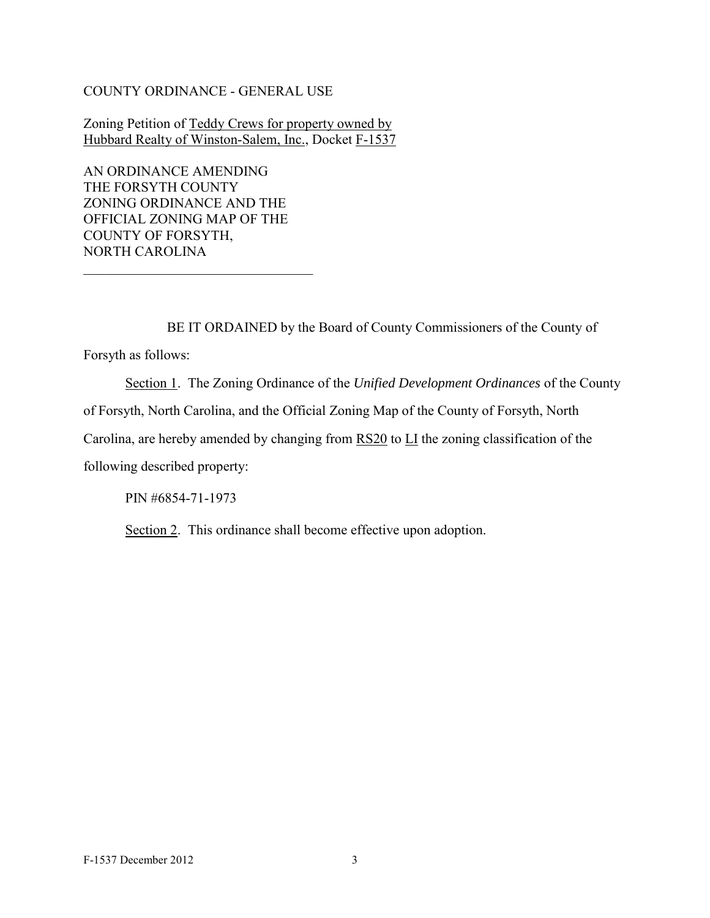COUNTY ORDINANCE - GENERAL USE

Zoning Petition of Teddy Crews for property owned by Hubbard Realty of Winston-Salem, Inc., Docket F-1537

AN ORDINANCE AMENDING THE FORSYTH COUNTY ZONING ORDINANCE AND THE OFFICIAL ZONING MAP OF THE COUNTY OF FORSYTH, NORTH CAROLINA

---

BE IT ORDAINED by the Board of County Commissioners of the County of Forsyth as follows:

Section 1. The Zoning Ordinance of the *Unified Development Ordinances* of the County of Forsyth, North Carolina, and the Official Zoning Map of the County of Forsyth, North Carolina, are hereby amended by changing from RS20 to LI the zoning classification of the following described property:

PIN #6854-71-1973

Section 2. This ordinance shall become effective upon adoption.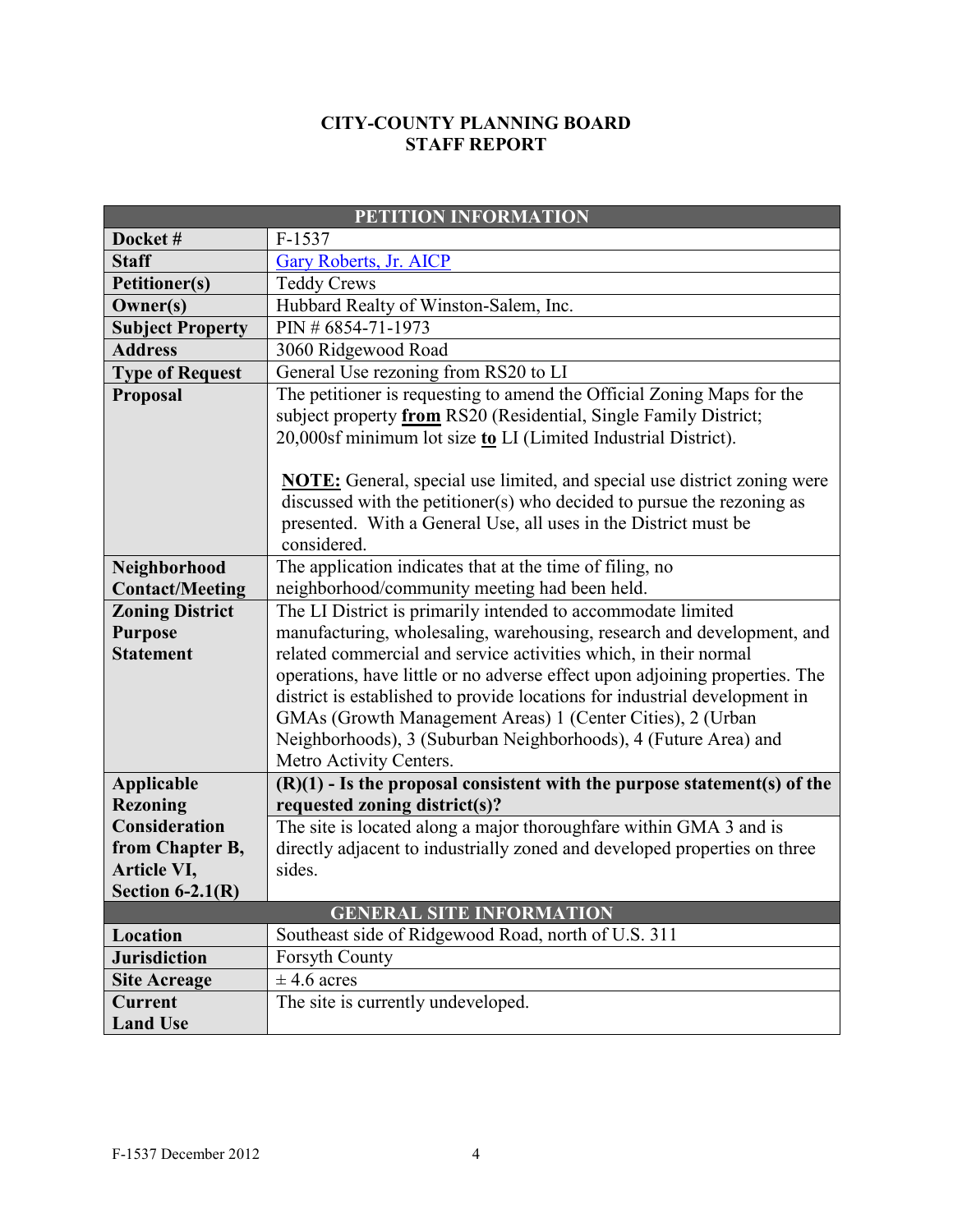# CITY-COUNTY PLANNING BOARD
# STAFF REPORT

| PETITION INFORMATION | |
|---|---|
| **Docket #** | F-1537 |
| **Staff** | Gary Roberts, Jr. AICP |
| **Petitioner(s)** | Teddy Crews |
| **Owner(s)** | Hubbard Realty of Winston-Salem, Inc. |
| **Subject Property** | PIN # 6854-71-1973 |
| **Address** | 3060 Ridgewood Road |
| **Type of Request** | General Use rezoning from RS20 to LI |
| **Proposal** | The petitioner is requesting to amend the Official Zoning Maps for the subject property **from** RS20 (Residential, Single Family District; 20,000sf minimum lot size **to** LI (Limited Industrial District).<br><br>**NOTE:** General, special use limited, and special use district zoning were discussed with the petitioner(s) who decided to pursue the rezoning as presented. With a General Use, all uses in the District must be considered. |
| **Neighborhood Contact/Meeting** | The application indicates that at the time of filing, no neighborhood/community meeting had been held. |
| **Zoning District Purpose Statement** | The LI District is primarily intended to accommodate limited manufacturing, wholesaling, warehousing, research and development, and related commercial and service activities which, in their normal operations, have little or no adverse effect upon adjoining properties. The district is established to provide locations for industrial development in GMAs (Growth Management Areas) 1 (Center Cities), 2 (Urban Neighborhoods), 3 (Suburban Neighborhoods), 4 (Future Area) and Metro Activity Centers. |
| **Applicable Rezoning Consideration from Chapter B, Article VI, Section 6-2.1(R)** | **(R)(1) - Is the proposal consistent with the purpose statement(s) of the requested zoning district(s)?**<br>The site is located along a major thoroughfare within GMA 3 and is directly adjacent to industrially zoned and developed properties on three sides. |
| **GENERAL SITE INFORMATION** | |
| **Location** | Southeast side of Ridgewood Road, north of U.S. 311 |
| **Jurisdiction** | Forsyth County |
| **Site Acreage** | ± 4.6 acres |
| **Current Land Use** | The site is currently undeveloped. |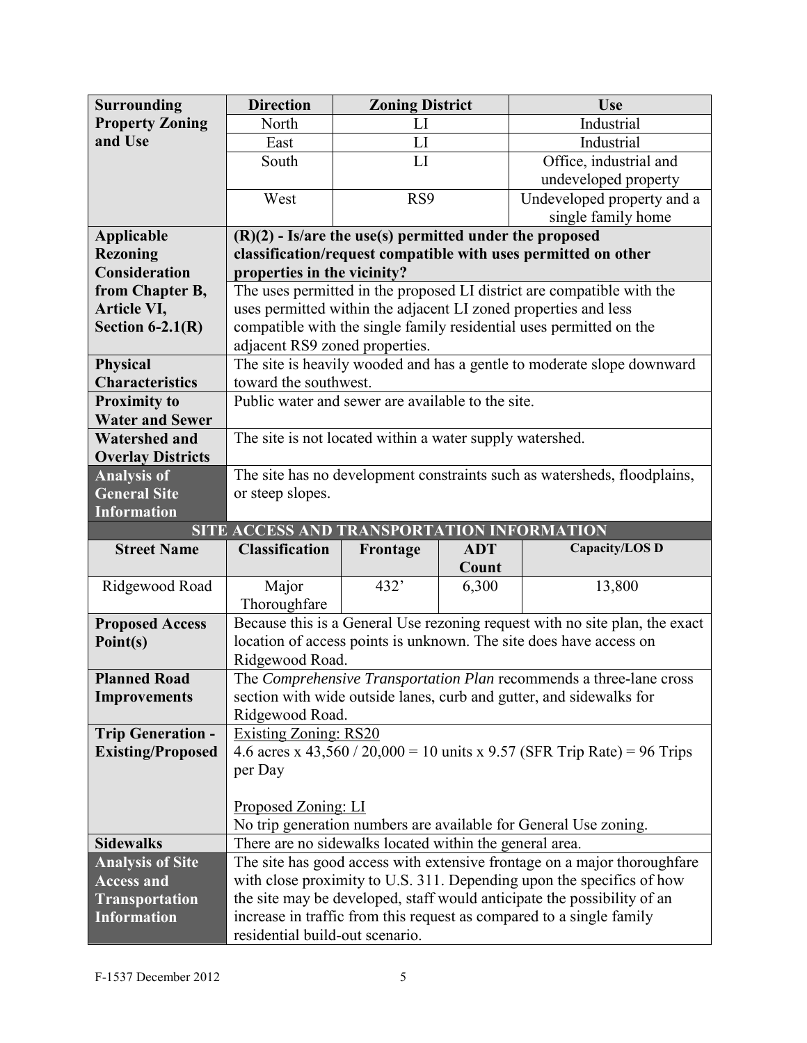| Surrounding Property Zoning and Use | Direction | Zoning District | Use |
|---|---|---|---|
| | North | LI | Industrial |
| | East | LI | Industrial |
| | South | LI | Office, industrial and undeveloped property |
| | West | RS9 | Undeveloped property and a single family home |

| | |
|---|---|
| **Applicable Rezoning Consideration from Chapter B, Article VI, Section 6-2.1(R)** | **(R)(2) - Is/are the use(s) permitted under the proposed classification/request compatible with uses permitted on other properties in the vicinity?** |
| | The uses permitted in the proposed LI district are compatible with the uses permitted within the adjacent LI zoned properties and less compatible with the single family residential uses permitted on the adjacent RS9 zoned properties. |
| **Physical Characteristics** | The site is heavily wooded and has a gentle to moderate slope downward toward the southwest. |
| **Proximity to Water and Sewer** | Public water and sewer are available to the site. |
| **Watershed and Overlay Districts** | The site is not located within a water supply watershed. |
| **Analysis of General Site Information** | The site has no development constraints such as watersheds, floodplains, or steep slopes. |

**SITE ACCESS AND TRANSPORTATION INFORMATION**

| Street Name | Classification | Frontage | ADT Count | Capacity/LOS D |
|---|---|---|---|---|
| Ridgewood Road | Major Thoroughfare | 432' | 6,300 | 13,800 |

| | |
|---|---|
| **Proposed Access Point(s)** | Because this is a General Use rezoning request with no site plan, the exact location of access points is unknown. The site does have access on Ridgewood Road. |
| **Planned Road Improvements** | The *Comprehensive Transportation Plan* recommends a three-lane cross section with wide outside lanes, curb and gutter, and sidewalks for Ridgewood Road. |
| **Trip Generation - Existing/Proposed** | Existing Zoning: RS20<br>4.6 acres x 43,560 / 20,000 = 10 units x 9.57 (SFR Trip Rate) = 96 Trips per Day<br><br>Proposed Zoning: LI<br>No trip generation numbers are available for General Use zoning. |
| **Sidewalks** | There are no sidewalks located within the general area. |
| **Analysis of Site Access and Transportation Information** | The site has good access with extensive frontage on a major thoroughfare with close proximity to U.S. 311. Depending upon the specifics of how the site may be developed, staff would anticipate the possibility of an increase in traffic from this request as compared to a single family residential build-out scenario. |

F-1537 December 2012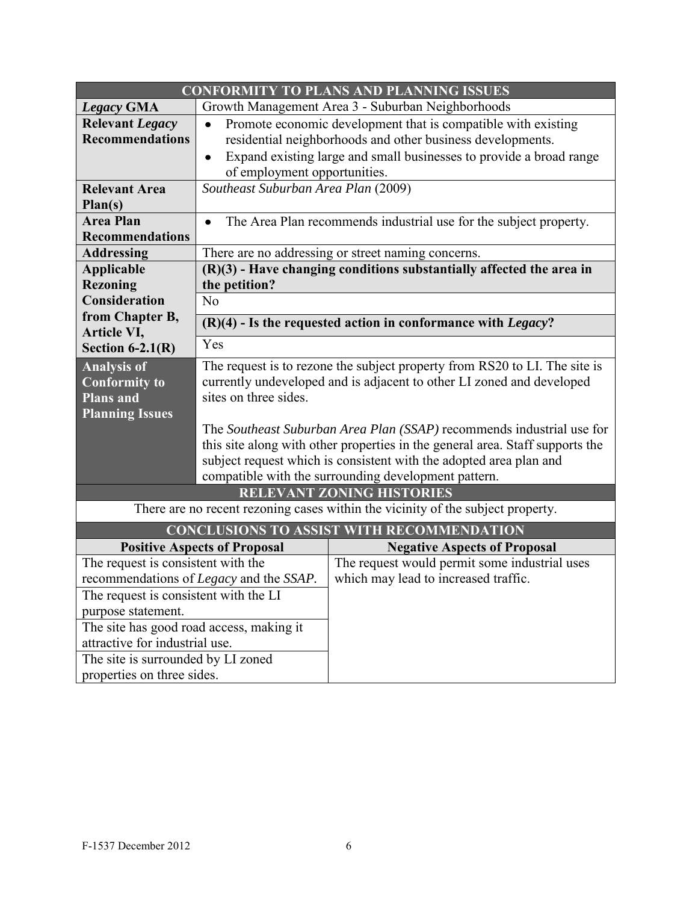| CONFORMITY TO PLANS AND PLANNING ISSUES | |
|---|---|
| ***Legacy* GMA** | Growth Management Area 3 - Suburban Neighborhoods |
| **Relevant *Legacy* Recommendations** | • Promote economic development that is compatible with existing residential neighborhoods and other business developments.<br>• Expand existing large and small businesses to provide a broad range of employment opportunities. |
| **Relevant Area Plan(s)** | *Southeast Suburban Area Plan* (2009) |
| **Area Plan Recommendations** | • The Area Plan recommends industrial use for the subject property. |
| **Addressing** | There are no addressing or street naming concerns. |
| **Applicable Rezoning Consideration from Chapter B, Article VI, Section 6-2.1(R)** | **(R)(3) - Have changing conditions substantially affected the area in the petition?**<br>No<br>**(R)(4) - Is the requested action in conformance with *Legacy*?**<br>Yes |
| **Analysis of Conformity to Plans and Planning Issues** | The request is to rezone the subject property from RS20 to LI. The site is currently undeveloped and is adjacent to other LI zoned and developed sites on three sides.<br><br>The *Southeast Suburban Area Plan (SSAP)* recommends industrial use for this site along with other properties in the general area. Staff supports the subject request which is consistent with the adopted area plan and compatible with the surrounding development pattern. |

| RELEVANT ZONING HISTORIES |
|---|
| There are no recent rezoning cases within the vicinity of the subject property. |

| CONCLUSIONS TO ASSIST WITH RECOMMENDATION | |
|---|---|
| **Positive Aspects of Proposal** | **Negative Aspects of Proposal** |
| The request is consistent with the recommendations of *Legacy* and the *SSAP*. | The request would permit some industrial uses which may lead to increased traffic. |
| The request is consistent with the LI purpose statement. | |
| The site has good road access, making it attractive for industrial use. | |
| The site is surrounded by LI zoned properties on three sides. | |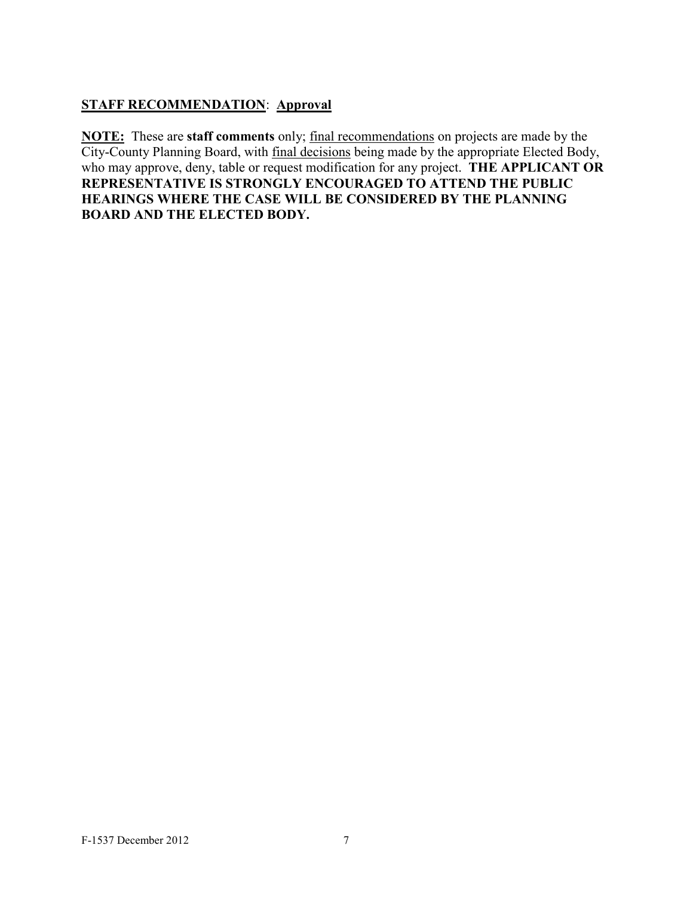**STAFF RECOMMENDATION**: **Approval**

**NOTE:** These are **staff comments** only; final recommendations on projects are made by the City-County Planning Board, with final decisions being made by the appropriate Elected Body, who may approve, deny, table or request modification for any project. **THE APPLICANT OR REPRESENTATIVE IS STRONGLY ENCOURAGED TO ATTEND THE PUBLIC HEARINGS WHERE THE CASE WILL BE CONSIDERED BY THE PLANNING BOARD AND THE ELECTED BODY.**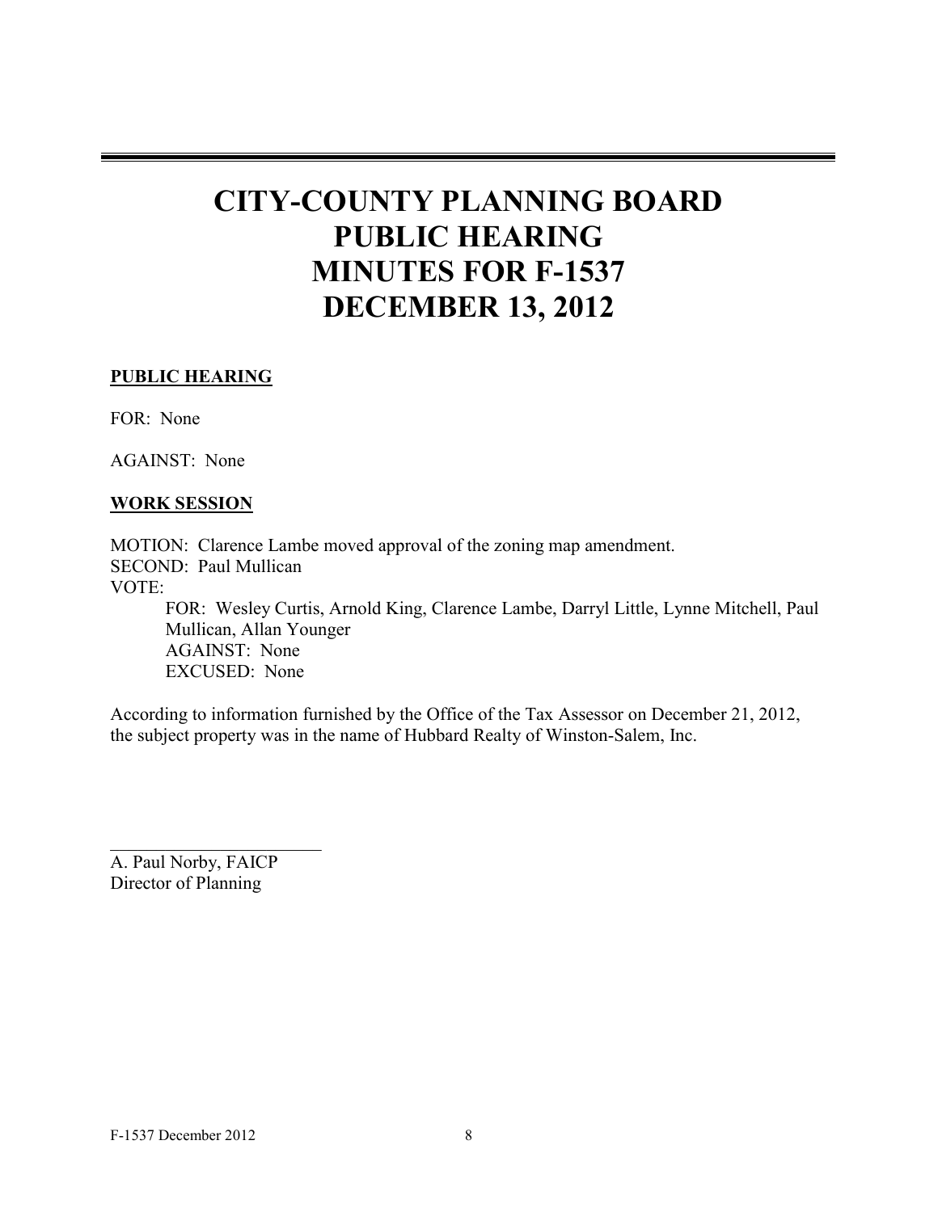# CITY-COUNTY PLANNING BOARD PUBLIC HEARING MINUTES FOR F-1537 DECEMBER 13, 2012

**PUBLIC HEARING**

FOR: None

AGAINST: None

**WORK SESSION**

MOTION: Clarence Lambe moved approval of the zoning map amendment.
SECOND: Paul Mullican
VOTE:

FOR: Wesley Curtis, Arnold King, Clarence Lambe, Darryl Little, Lynne Mitchell, Paul Mullican, Allan Younger
AGAINST: None
EXCUSED: None

According to information furnished by the Office of the Tax Assessor on December 21, 2012, the subject property was in the name of Hubbard Realty of Winston-Salem, Inc.

\_\_\_\_\_\_\_\_\_\_\_\_\_\_\_\_\_\_\_\_\_\_\_\_\_
A. Paul Norby, FAICP
Director of Planning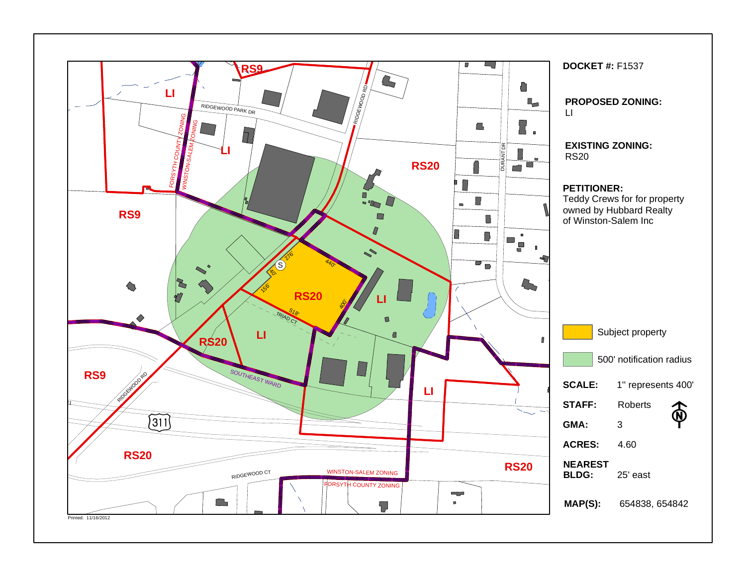**DOCKET #:** F1537

**PROPOSED ZONING:**
LI

**EXISTING ZONING:**
RS20

**PETITIONER:**
Teddy Crews for for property owned by Hubbard Realty of Winston-Salem Inc

Subject property

500' notification radius

| | |
|---|---|
| **SCALE:** | 1" represents 400' |
| **STAFF:** | Roberts |
| **GMA:** | 3 |
| **ACRES:** | 4.60 |
| **NEAREST BLDG:** | 25' east |
| **MAP(S):** | 654838, 654842 |

Printed: 11/16/2012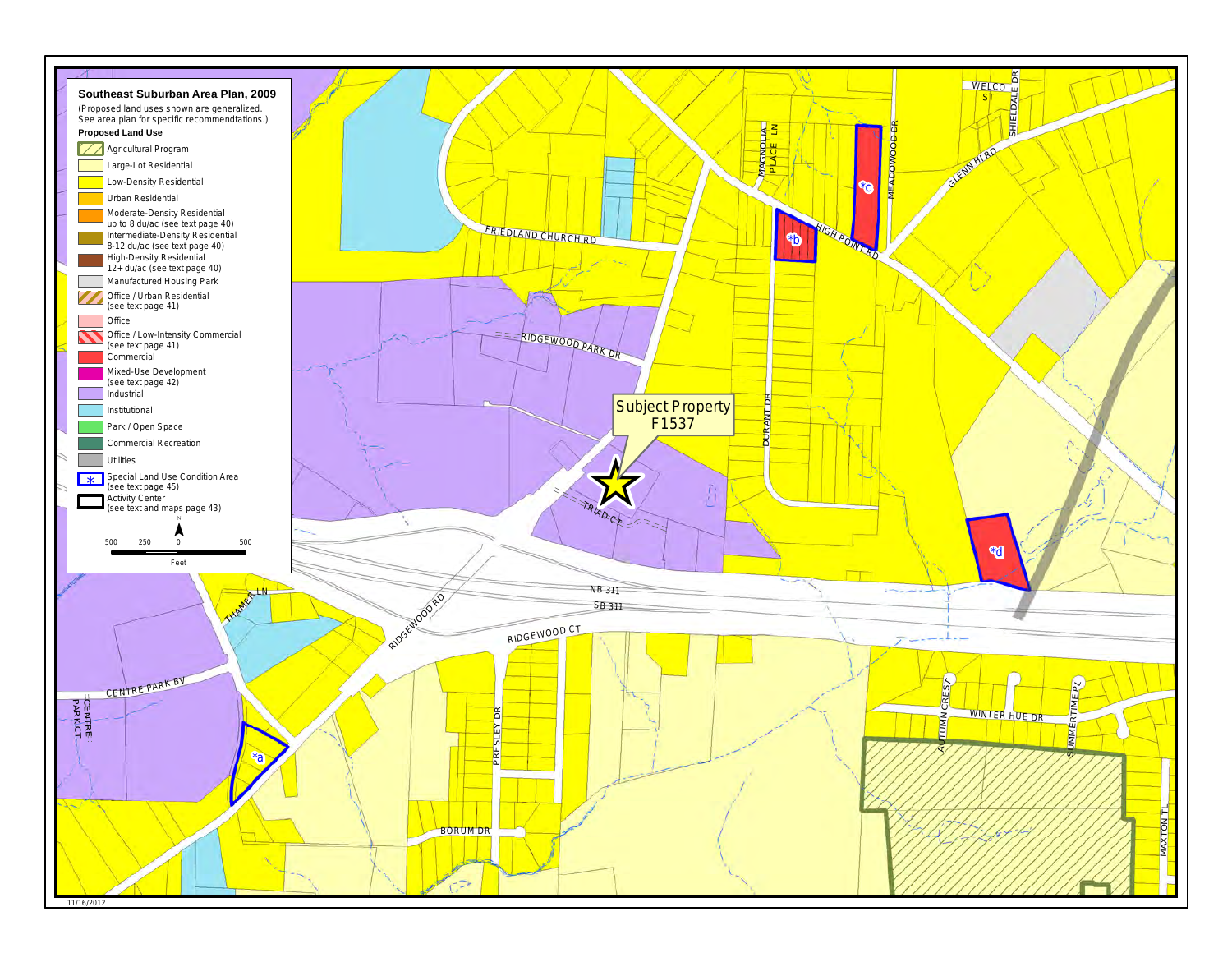## Southeast Suburban Area Plan, 2009

(Proposed land uses shown are generalized. See area plan for specific recommendtations.)

**Proposed Land Use**

- Agricultural Program
- Large-Lot Residential
- Low-Density Residential
- Urban Residential
- Moderate-Density Residential up to 8 du/ac (see text page 40)
- Intermediate-Density Residential 8-12 du/ac (see text page 40)
- High-Density Residential 12+ du/ac (see text page 40)
- Manufactured Housing Park
- Office / Urban Residential (see text page 41)
- Office
- Office / Low-Intensity Commercial (see text page 41)
- Commercial
- Mixed-Use Development (see text page 42)
- Industrial
- Institutional
- Park / Open Space
- Commercial Recreation
- Utilities
- Special Land Use Condition Area (see text page 45)
- Activity Center (see text and maps page 43)

N

500 250 0 500

Feet

Subject Property F1537

WELCO ST, SHIELDALE DR, MAGNOLIA PLACE LN, MEADOWOOD DR, GLENN HI RD, HIGH POINT RD, FRIEDLAND CHURCH RD, RIDGEWOOD PARK DR, DURANT DR, TRIAD CT, NB 311, SB 311, THAMER LN, RIDGEWOOD RD, RIDGEWOOD CT, CENTRE PARK BV, CENTRE PARK CT, PRESLEY DR, BORUM DR, AUTUMN CREST, WINTER HUE DR, SUMMERTIME PL, MAXTON TL

*a, *b, *c, *d

11/16/2012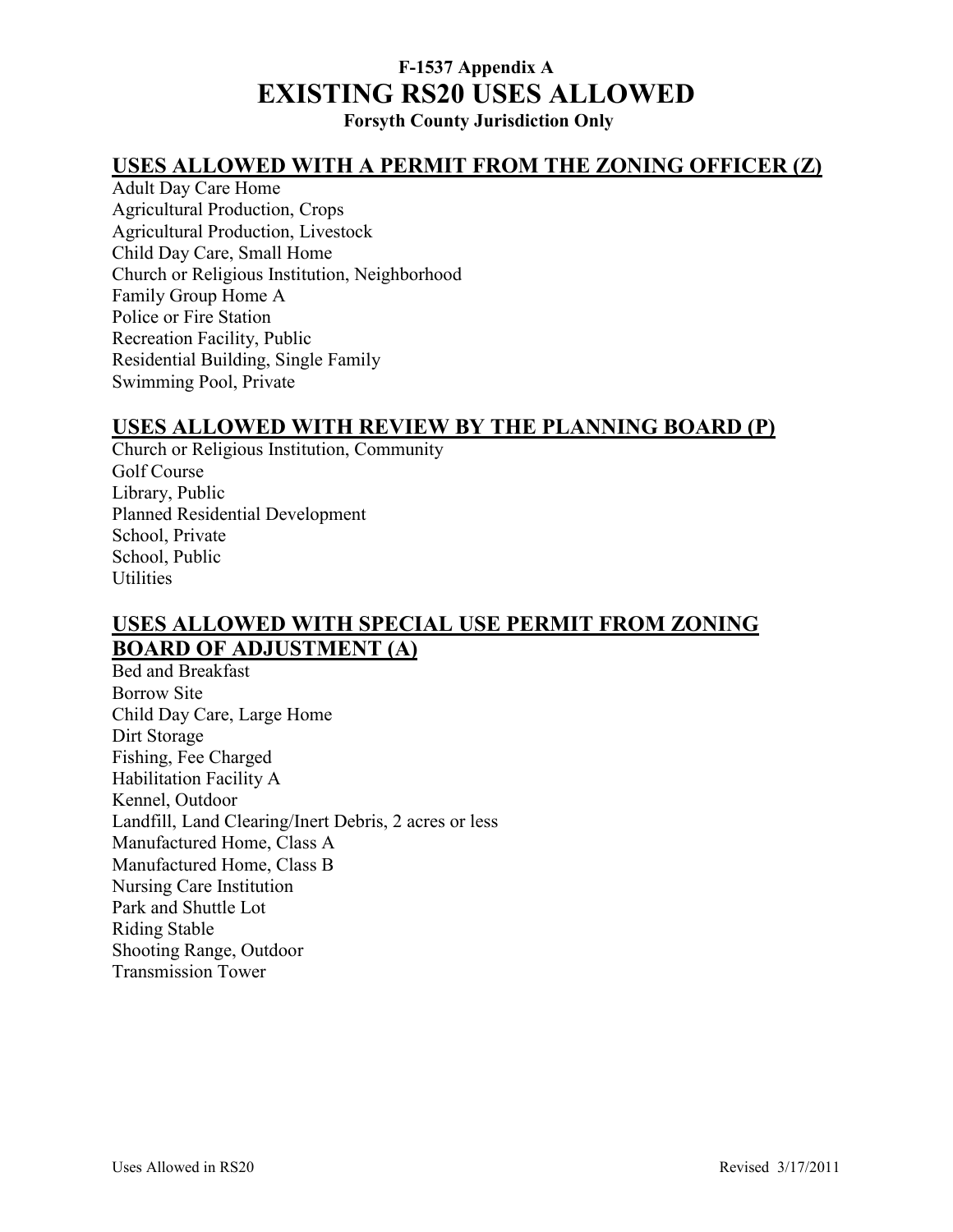**F-1537 Appendix A**

# EXISTING RS20 USES ALLOWED

**Forsyth County Jurisdiction Only**

## USES ALLOWED WITH A PERMIT FROM THE ZONING OFFICER (Z)

Adult Day Care Home
Agricultural Production, Crops
Agricultural Production, Livestock
Child Day Care, Small Home
Church or Religious Institution, Neighborhood
Family Group Home A
Police or Fire Station
Recreation Facility, Public
Residential Building, Single Family
Swimming Pool, Private

## USES ALLOWED WITH REVIEW BY THE PLANNING BOARD (P)

Church or Religious Institution, Community
Golf Course
Library, Public
Planned Residential Development
School, Private
School, Public
Utilities

## USES ALLOWED WITH SPECIAL USE PERMIT FROM ZONING BOARD OF ADJUSTMENT (A)

Bed and Breakfast
Borrow Site
Child Day Care, Large Home
Dirt Storage
Fishing, Fee Charged
Habilitation Facility A
Kennel, Outdoor
Landfill, Land Clearing/Inert Debris, 2 acres or less
Manufactured Home, Class A
Manufactured Home, Class B
Nursing Care Institution
Park and Shuttle Lot
Riding Stable
Shooting Range, Outdoor
Transmission Tower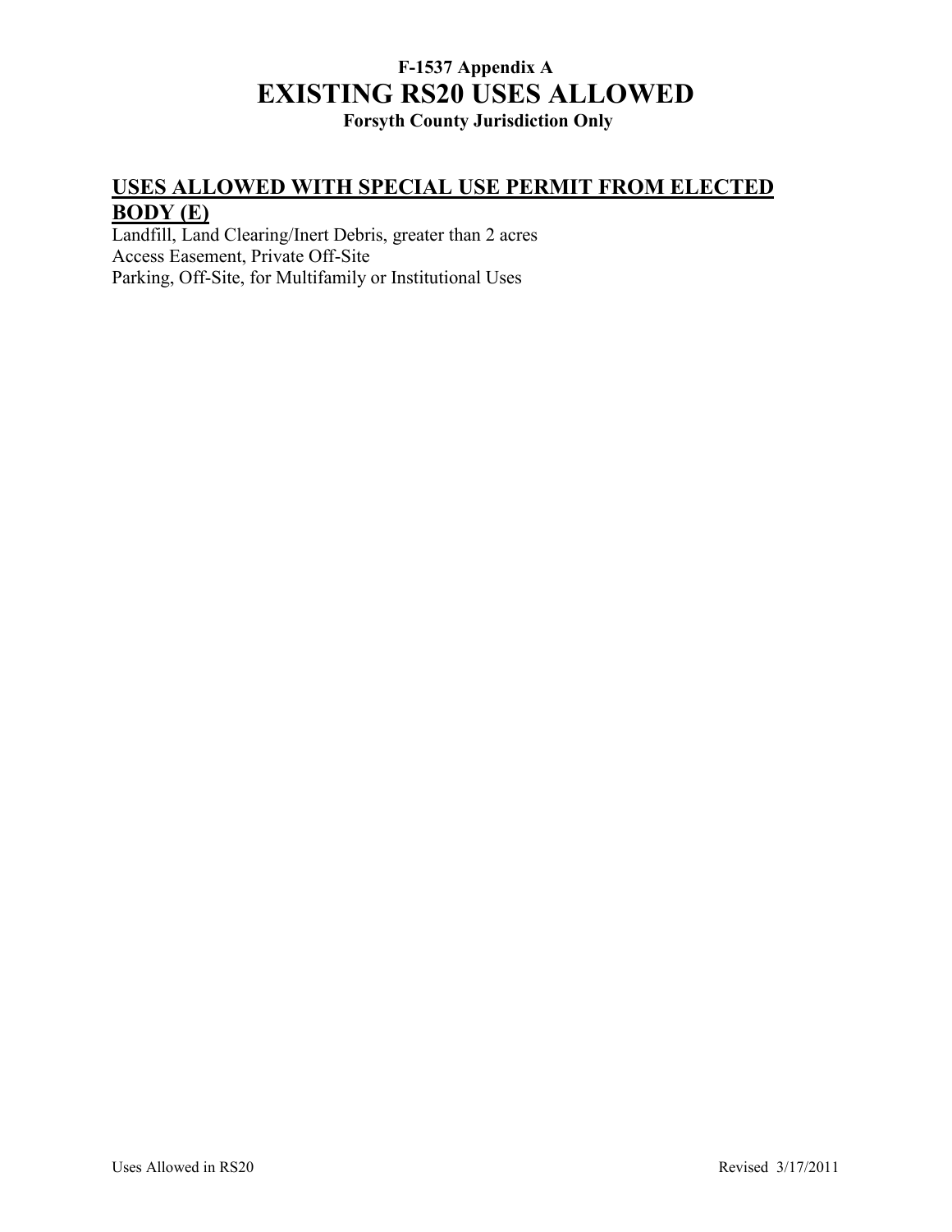**F-1537 Appendix A**

# EXISTING RS20 USES ALLOWED

**Forsyth County Jurisdiction Only**

## USES ALLOWED WITH SPECIAL USE PERMIT FROM ELECTED BODY (E)

Landfill, Land Clearing/Inert Debris, greater than 2 acres
Access Easement, Private Off-Site
Parking, Off-Site, for Multifamily or Institutional Uses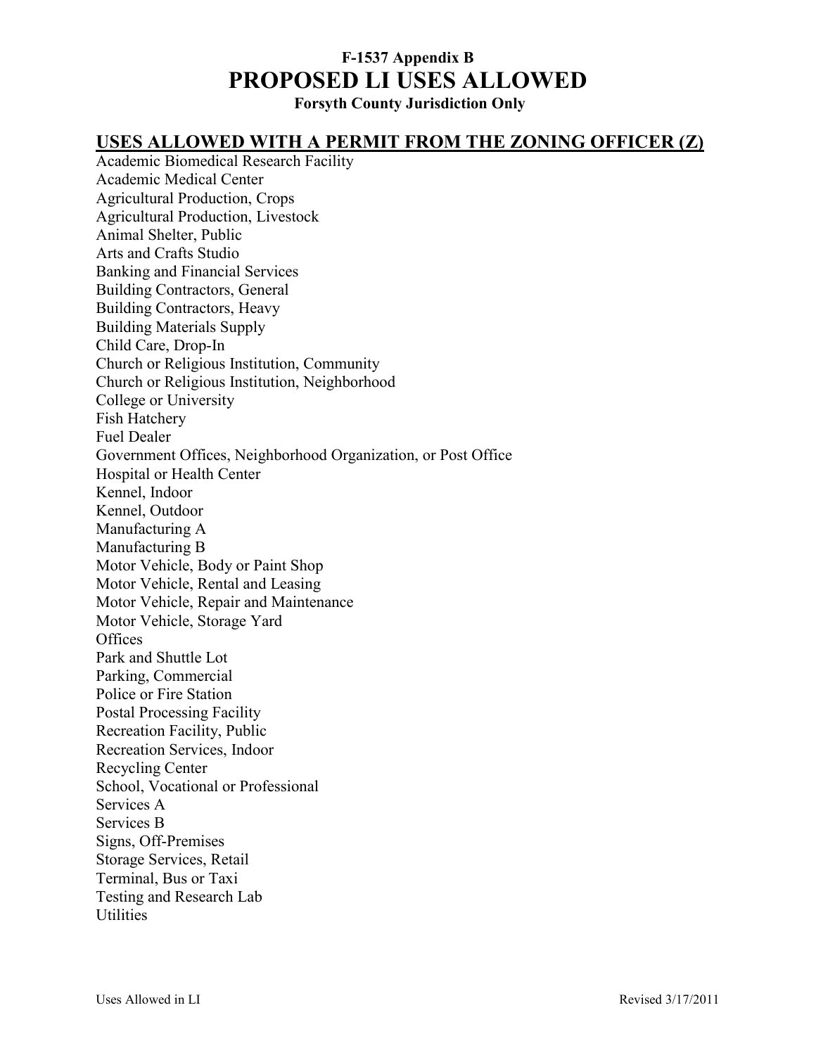**F-1537 Appendix B**

# PROPOSED LI USES ALLOWED

**Forsyth County Jurisdiction Only**

## USES ALLOWED WITH A PERMIT FROM THE ZONING OFFICER (Z)

Academic Biomedical Research Facility
Academic Medical Center
Agricultural Production, Crops
Agricultural Production, Livestock
Animal Shelter, Public
Arts and Crafts Studio
Banking and Financial Services
Building Contractors, General
Building Contractors, Heavy
Building Materials Supply
Child Care, Drop-In
Church or Religious Institution, Community
Church or Religious Institution, Neighborhood
College or University
Fish Hatchery
Fuel Dealer
Government Offices, Neighborhood Organization, or Post Office
Hospital or Health Center
Kennel, Indoor
Kennel, Outdoor
Manufacturing A
Manufacturing B
Motor Vehicle, Body or Paint Shop
Motor Vehicle, Rental and Leasing
Motor Vehicle, Repair and Maintenance
Motor Vehicle, Storage Yard
Offices
Park and Shuttle Lot
Parking, Commercial
Police or Fire Station
Postal Processing Facility
Recreation Facility, Public
Recreation Services, Indoor
Recycling Center
School, Vocational or Professional
Services A
Services B
Signs, Off-Premises
Storage Services, Retail
Terminal, Bus or Taxi
Testing and Research Lab
Utilities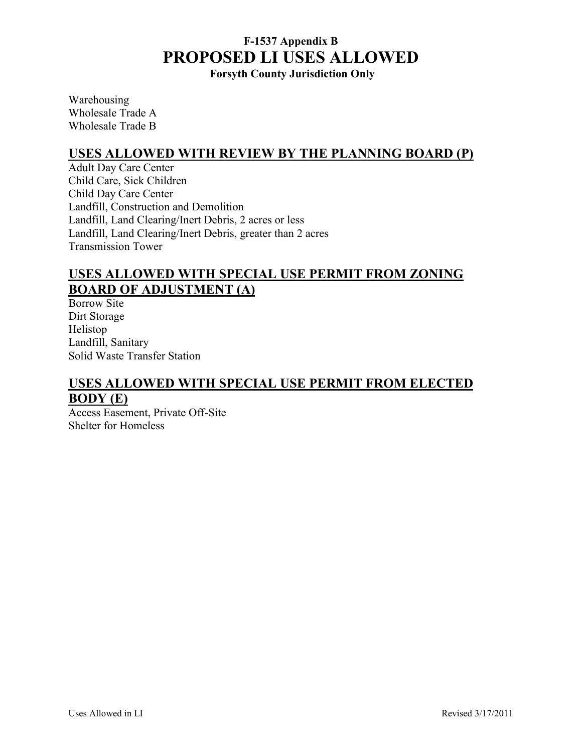**F-1537 Appendix B**

# PROPOSED LI USES ALLOWED

**Forsyth County Jurisdiction Only**

Warehousing
Wholesale Trade A
Wholesale Trade B

## USES ALLOWED WITH REVIEW BY THE PLANNING BOARD (P)

Adult Day Care Center
Child Care, Sick Children
Child Day Care Center
Landfill, Construction and Demolition
Landfill, Land Clearing/Inert Debris, 2 acres or less
Landfill, Land Clearing/Inert Debris, greater than 2 acres
Transmission Tower

## USES ALLOWED WITH SPECIAL USE PERMIT FROM ZONING BOARD OF ADJUSTMENT (A)

Borrow Site
Dirt Storage
Helistop
Landfill, Sanitary
Solid Waste Transfer Station

## USES ALLOWED WITH SPECIAL USE PERMIT FROM ELECTED BODY (E)

Access Easement, Private Off-Site
Shelter for Homeless